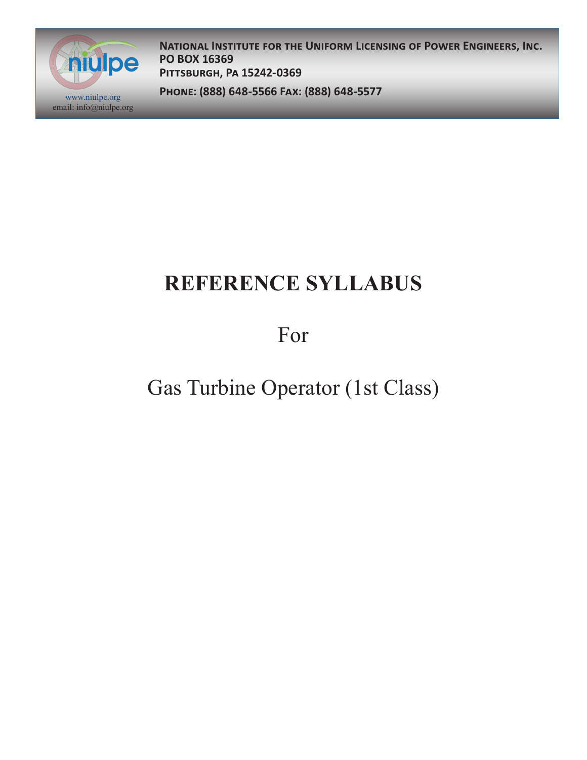niulpe

www.niulpe.org
email: info@niulpe.org

**National Institute for the Uniform Licensing of Power Engineers, Inc.**
**PO BOX 16369**
**Pittsburgh, PA 15242-0369**

**Phone: (888) 648-5566 Fax: (888) 648-5577**

# REFERENCE SYLLABUS

For

Gas Turbine Operator (1st Class)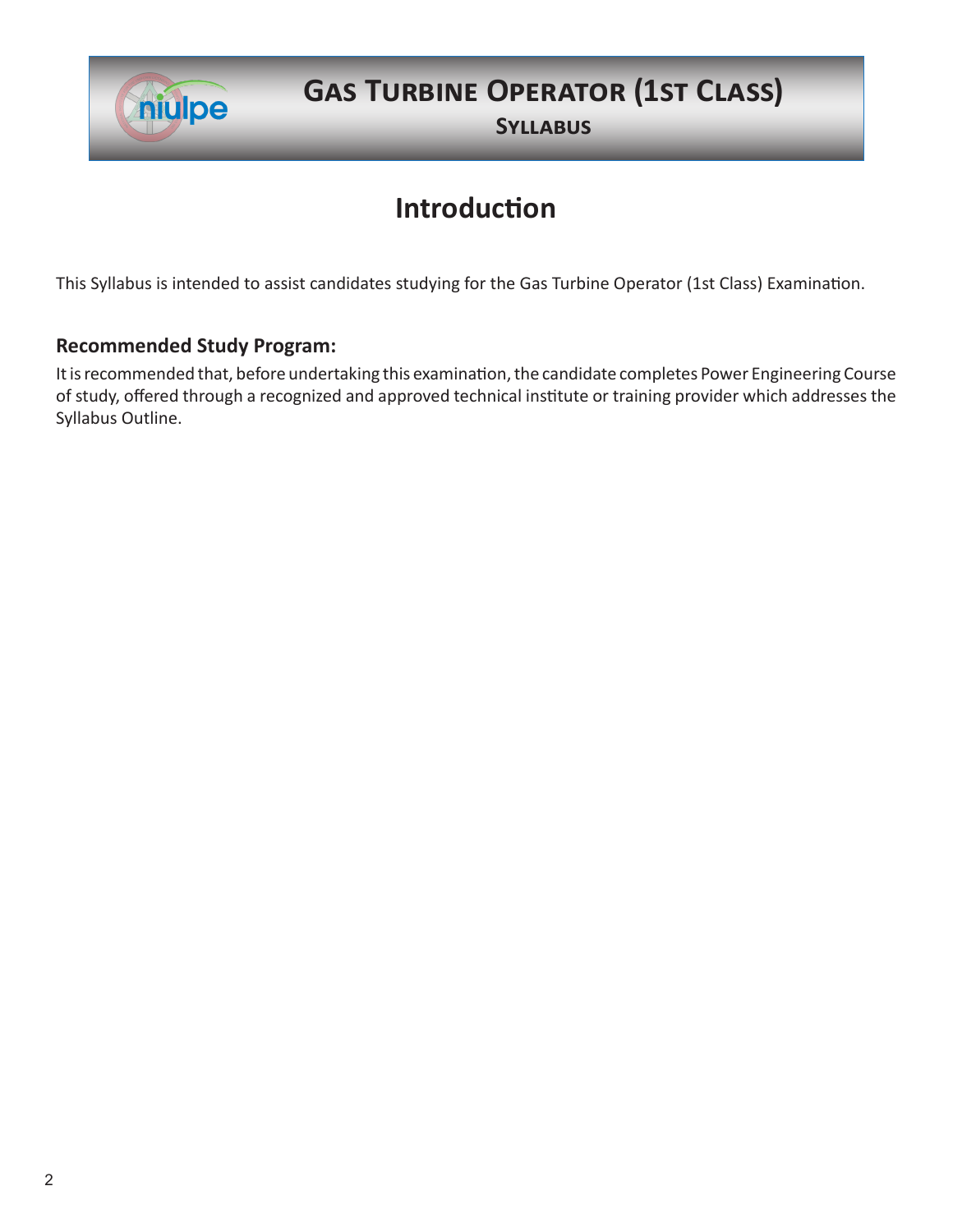# Gas Turbine Operator (1st Class)

## Syllabus

## Introduction

This Syllabus is intended to assist candidates studying for the Gas Turbine Operator (1st Class) Examination.

### Recommended Study Program:

It is recommended that, before undertaking this examination, the candidate completes Power Engineering Course of study, offered through a recognized and approved technical institute or training provider which addresses the Syllabus Outline.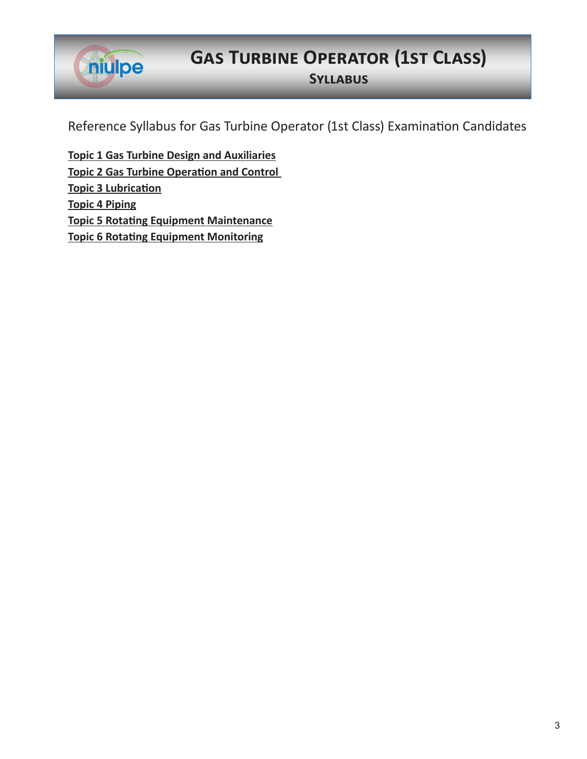# Gas Turbine Operator (1st Class)

## Syllabus

Reference Syllabus for Gas Turbine Operator (1st Class) Examination Candidates

**Topic 1 Gas Turbine Design and Auxiliaries**
**Topic 2 Gas Turbine Operation and Control**
**Topic 3 Lubrication**
**Topic 4 Piping**
**Topic 5 Rotating Equipment Maintenance**
**Topic 6 Rotating Equipment Monitoring**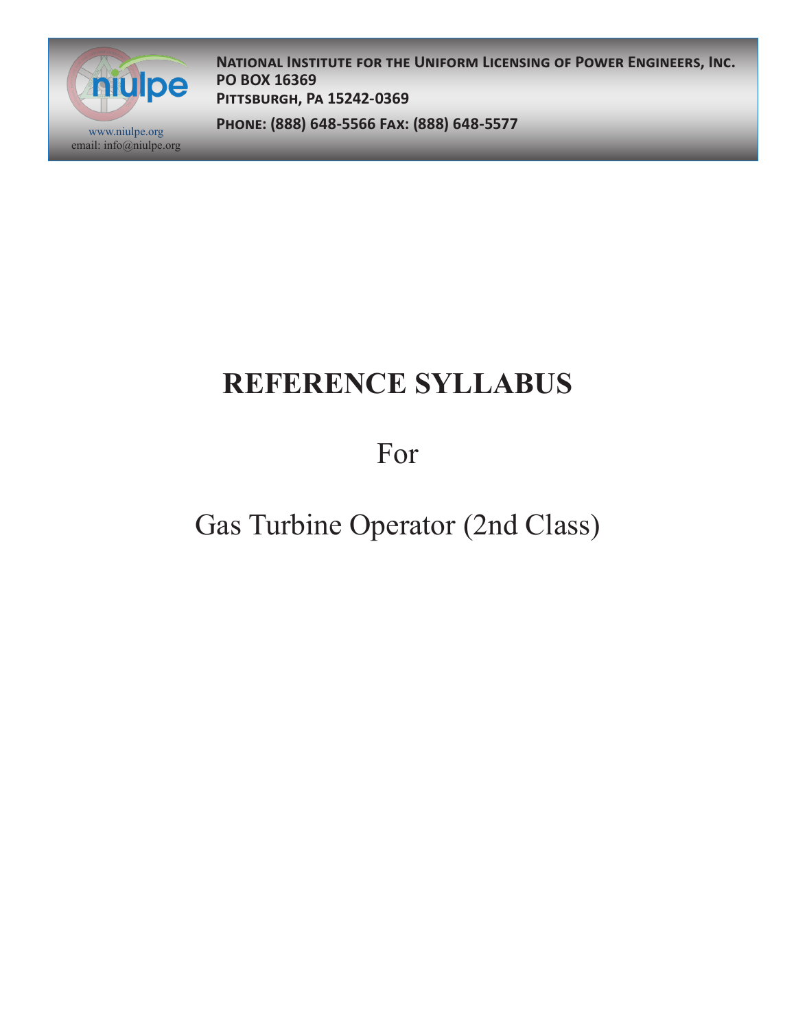**National Institute for the Uniform Licensing of Power Engineers, Inc.**
**PO BOX 16369**
**Pittsburgh, Pa 15242-0369**

**Phone: (888) 648-5566 Fax: (888) 648-5577**

www.niulpe.org
email: info@niulpe.org

# REFERENCE SYLLABUS

For

Gas Turbine Operator (2nd Class)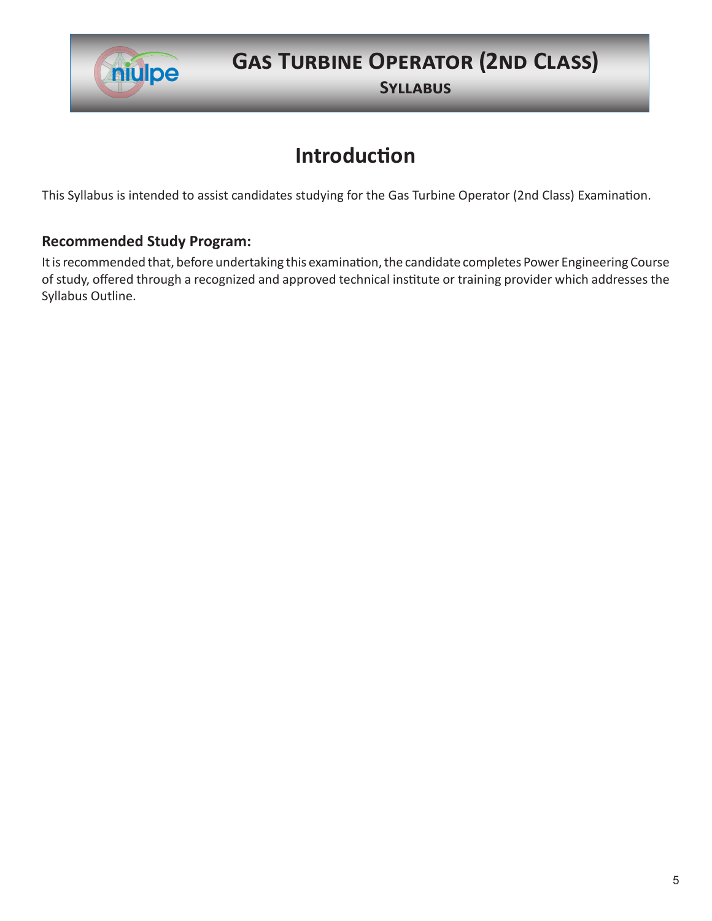# Introduction

This Syllabus is intended to assist candidates studying for the Gas Turbine Operator (2nd Class) Examination.

### Recommended Study Program:

It is recommended that, before undertaking this examination, the candidate completes Power Engineering Course of study, offered through a recognized and approved technical institute or training provider which addresses the Syllabus Outline.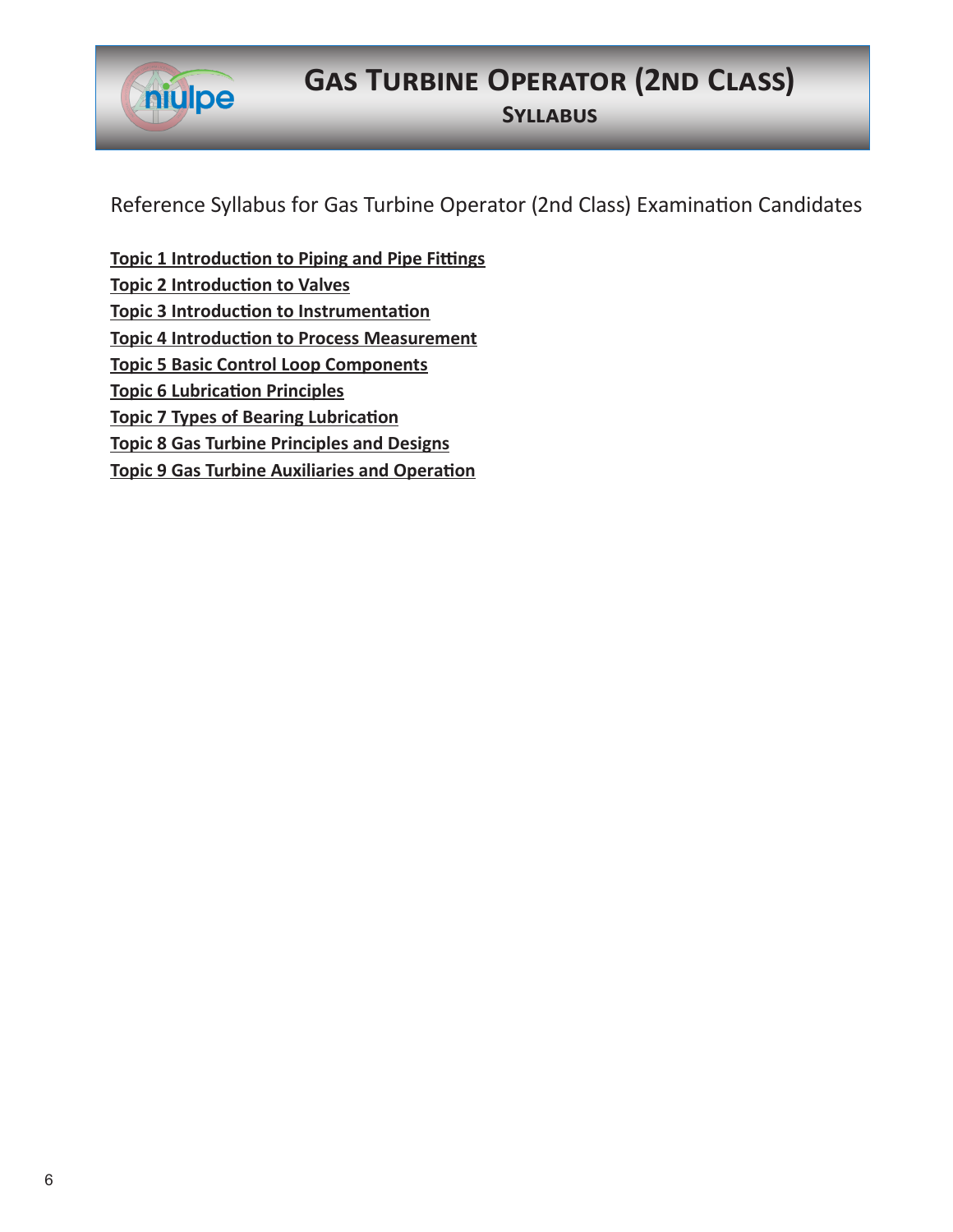# Gas Turbine Operator (2nd Class)

## Syllabus

Reference Syllabus for Gas Turbine Operator (2nd Class) Examination Candidates

**Topic 1 Introduction to Piping and Pipe Fittings**

**Topic 2 Introduction to Valves**

**Topic 3 Introduction to Instrumentation**

**Topic 4 Introduction to Process Measurement**

**Topic 5 Basic Control Loop Components**

**Topic 6 Lubrication Principles**

**Topic 7 Types of Bearing Lubrication**

**Topic 8 Gas Turbine Principles and Designs**

**Topic 9 Gas Turbine Auxiliaries and Operation**